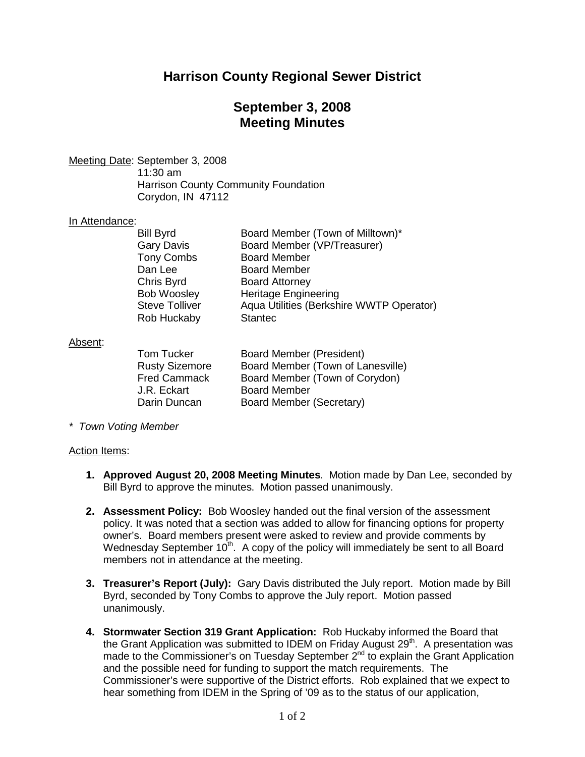# Harrison County Regional Sewer District

## September 3, 2008
## Meeting Minutes

Meeting Date: September 3, 2008
11:30 am
Harrison County Community Foundation
Corydon, IN 47112

In Attendance:

| | |
|---|---|
| Bill Byrd | Board Member (Town of Milltown)* |
| Gary Davis | Board Member (VP/Treasurer) |
| Tony Combs | Board Member |
| Dan Lee | Board Member |
| Chris Byrd | Board Attorney |
| Bob Woosley | Heritage Engineering |
| Steve Tolliver | Aqua Utilities (Berkshire WWTP Operator) |
| Rob Huckaby | Stantec |

Absent:

| | |
|---|---|
| Tom Tucker | Board Member (President) |
| Rusty Sizemore | Board Member (Town of Lanesville) |
| Fred Cammack | Board Member (Town of Corydon) |
| J.R. Eckart | Board Member |
| Darin Duncan | Board Member (Secretary) |

*\* Town Voting Member*

Action Items:

1. **Approved August 20, 2008 Meeting Minutes**. Motion made by Dan Lee, seconded by Bill Byrd to approve the minutes. Motion passed unanimously.

2. **Assessment Policy:** Bob Woosley handed out the final version of the assessment policy. It was noted that a section was added to allow for financing options for property owner's. Board members present were asked to review and provide comments by Wednesday September 10th. A copy of the policy will immediately be sent to all Board members not in attendance at the meeting.

3. **Treasurer's Report (July):** Gary Davis distributed the July report. Motion made by Bill Byrd, seconded by Tony Combs to approve the July report. Motion passed unanimously.

4. **Stormwater Section 319 Grant Application:** Rob Huckaby informed the Board that the Grant Application was submitted to IDEM on Friday August 29th. A presentation was made to the Commissioner's on Tuesday September 2nd to explain the Grant Application and the possible need for funding to support the match requirements. The Commissioner's were supportive of the District efforts. Rob explained that we expect to hear something from IDEM in the Spring of '09 as to the status of our application,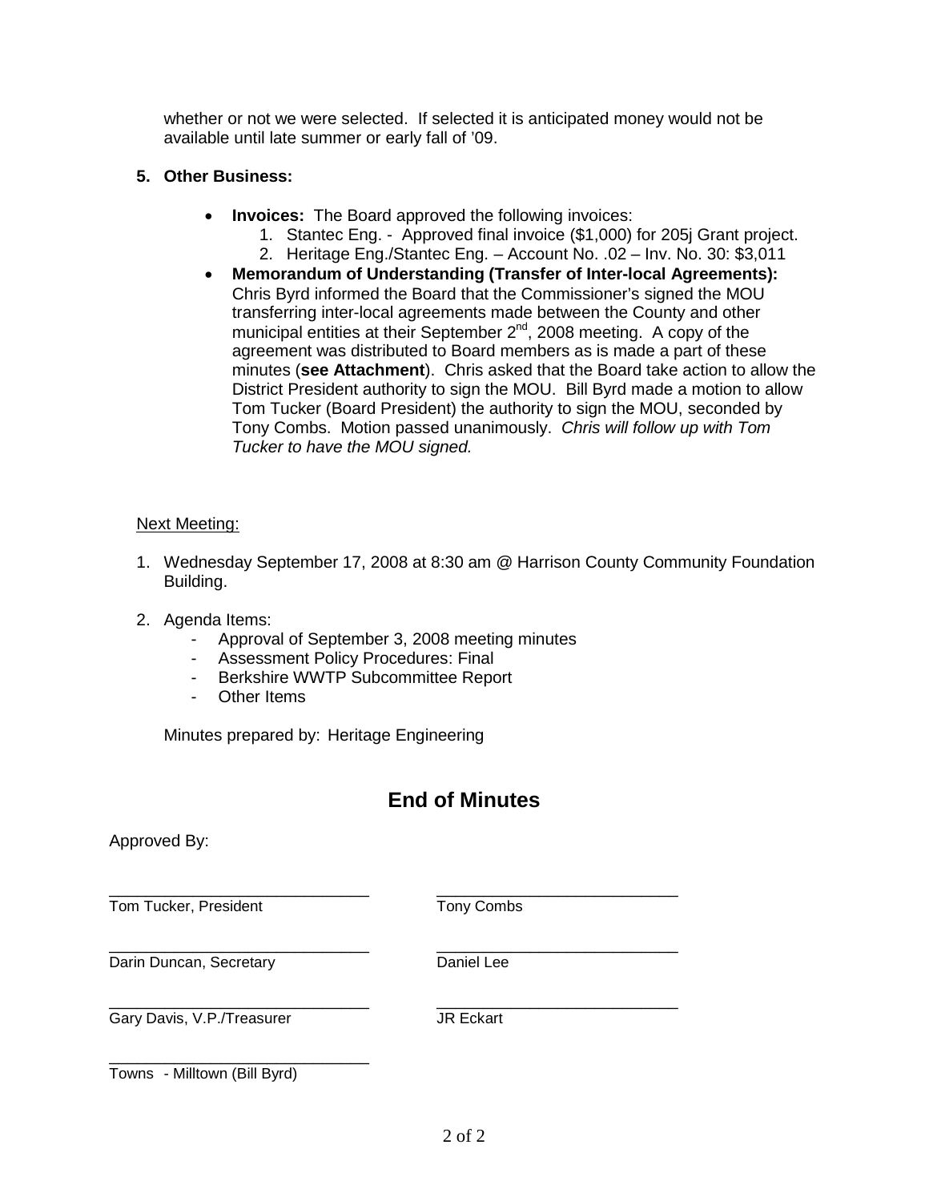whether or not we were selected. If selected it is anticipated money would not be available until late summer or early fall of '09.

**5. Other Business:**

- **Invoices:** The Board approved the following invoices:
    1. Stantec Eng. - Approved final invoice ($1,000) for 205j Grant project.
    2. Heritage Eng./Stantec Eng. – Account No. .02 – Inv. No. 30: $3,011
- **Memorandum of Understanding (Transfer of Inter-local Agreements):** Chris Byrd informed the Board that the Commissioner's signed the MOU transferring inter-local agreements made between the County and other municipal entities at their September 2nd, 2008 meeting. A copy of the agreement was distributed to Board members as is made a part of these minutes (**see Attachment**). Chris asked that the Board take action to allow the District President authority to sign the MOU. Bill Byrd made a motion to allow Tom Tucker (Board President) the authority to sign the MOU, seconded by Tony Combs. Motion passed unanimously. *Chris will follow up with Tom Tucker to have the MOU signed.*

Next Meeting:

1. Wednesday September 17, 2008 at 8:30 am @ Harrison County Community Foundation Building.

2. Agenda Items:
    - Approval of September 3, 2008 meeting minutes
    - Assessment Policy Procedures: Final
    - Berkshire WWTP Subcommittee Report
    - Other Items

Minutes prepared by: Heritage Engineering

## End of Minutes

Approved By:

| | |
|---|---|
| ____________________________ Tom Tucker, President | ____________________________ Tony Combs |
| ____________________________ Darin Duncan, Secretary | ____________________________ Daniel Lee |
| ____________________________ Gary Davis, V.P./Treasurer | ____________________________ JR Eckart |
| ____________________________ Towns - Milltown (Bill Byrd) | |